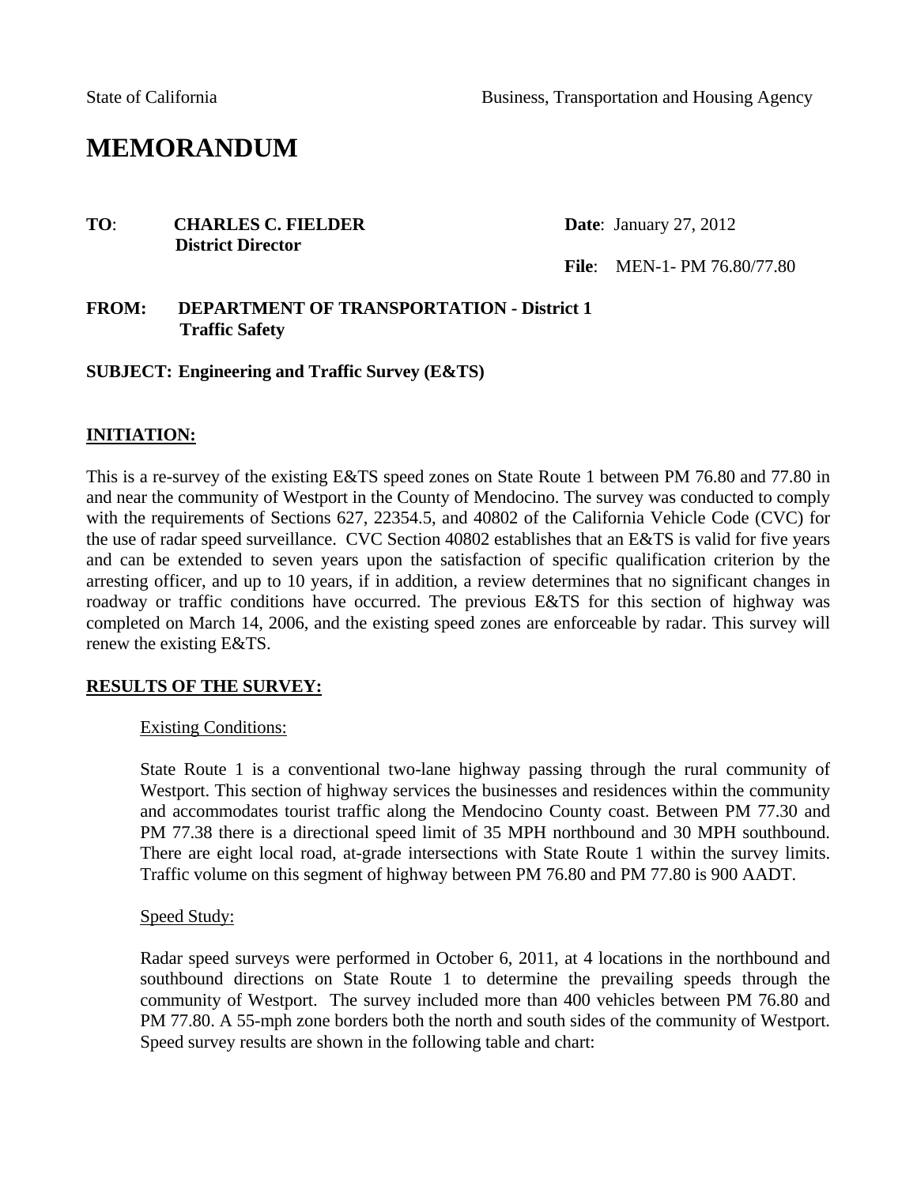State of California Business, Transportation and Housing Agency

# MEMORANDUM

**TO**: **CHARLES C. FIELDER**
**District Director**

**Date**: January 27, 2012

**File**: MEN-1- PM 76.80/77.80

**FROM: DEPARTMENT OF TRANSPORTATION - District 1**
**Traffic Safety**

**SUBJECT: Engineering and Traffic Survey (E&TS)**

## INITIATION:

This is a re-survey of the existing E&TS speed zones on State Route 1 between PM 76.80 and 77.80 in and near the community of Westport in the County of Mendocino. The survey was conducted to comply with the requirements of Sections 627, 22354.5, and 40802 of the California Vehicle Code (CVC) for the use of radar speed surveillance. CVC Section 40802 establishes that an E&TS is valid for five years and can be extended to seven years upon the satisfaction of specific qualification criterion by the arresting officer, and up to 10 years, if in addition, a review determines that no significant changes in roadway or traffic conditions have occurred. The previous E&TS for this section of highway was completed on March 14, 2006, and the existing speed zones are enforceable by radar. This survey will renew the existing E&TS.

## RESULTS OF THE SURVEY:

### Existing Conditions:

State Route 1 is a conventional two-lane highway passing through the rural community of Westport. This section of highway services the businesses and residences within the community and accommodates tourist traffic along the Mendocino County coast. Between PM 77.30 and PM 77.38 there is a directional speed limit of 35 MPH northbound and 30 MPH southbound. There are eight local road, at-grade intersections with State Route 1 within the survey limits. Traffic volume on this segment of highway between PM 76.80 and PM 77.80 is 900 AADT.

### Speed Study:

Radar speed surveys were performed in October 6, 2011, at 4 locations in the northbound and southbound directions on State Route 1 to determine the prevailing speeds through the community of Westport. The survey included more than 400 vehicles between PM 76.80 and PM 77.80. A 55-mph zone borders both the north and south sides of the community of Westport. Speed survey results are shown in the following table and chart: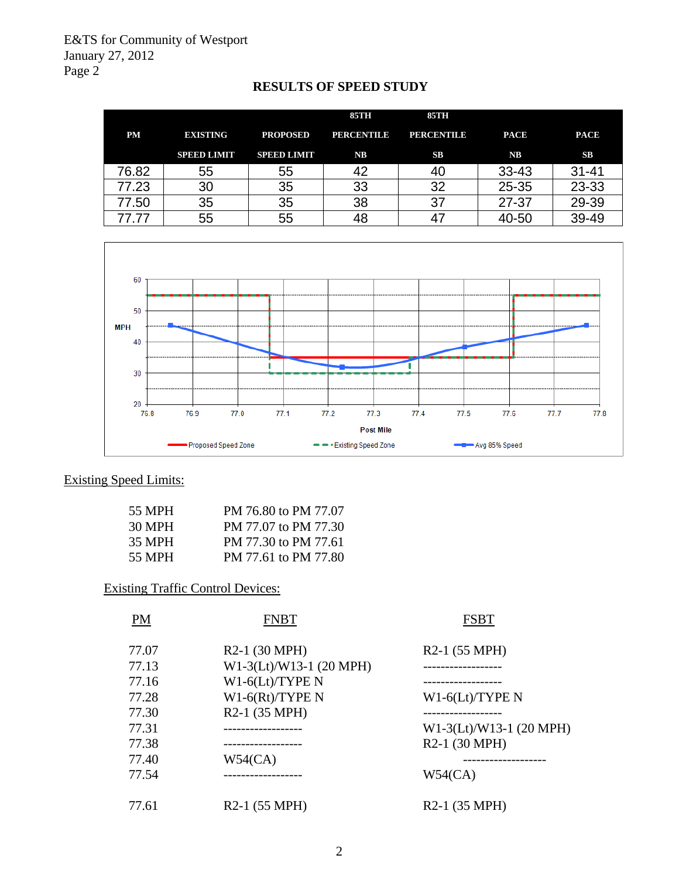## RESULTS OF SPEED STUDY

| PM | EXISTING SPEED LIMIT | PROPOSED SPEED LIMIT | 85TH PERCENTILE NB | 85TH PERCENTILE SB | PACE NB | PACE SB |
|---|---|---|---|---|---|---|
| 76.82 | 55 | 55 | 42 | 40 | 33-43 | 31-41 |
| 77.23 | 30 | 35 | 33 | 32 | 25-35 | 23-33 |
| 77.50 | 35 | 35 | 38 | 37 | 27-37 | 29-39 |
| 77.77 | 55 | 55 | 48 | 47 | 40-50 | 39-49 |

<u>Existing Speed Limits:</u>

| | |
|---|---|
| 55 MPH | PM 76.80 to PM 77.07 |
| 30 MPH | PM 77.07 to PM 77.30 |
| 35 MPH | PM 77.30 to PM 77.61 |
| 55 MPH | PM 77.61 to PM 77.80 |

<u>Existing Traffic Control Devices:</u>

| PM | FNBT | FSBT |
|---|---|---|
| 77.07 | R2-1 (30 MPH) | R2-1 (55 MPH) |
| 77.13 | W1-3(Lt)/W13-1 (20 MPH) | ------------------ |
| 77.16 | W1-6(Lt)/TYPE N | ------------------ |
| 77.28 | W1-6(Rt)/TYPE N | W1-6(Lt)/TYPE N |
| 77.30 | R2-1 (35 MPH) | ------------------ |
| 77.31 | ------------------ | W1-3(Lt)/W13-1 (20 MPH) |
| 77.38 | ------------------ | R2-1 (30 MPH) |
| 77.40 | W54(CA) | ------------------ |
| 77.54 | ------------------ | W54(CA) |
| 77.61 | R2-1 (55 MPH) | R2-1 (35 MPH) |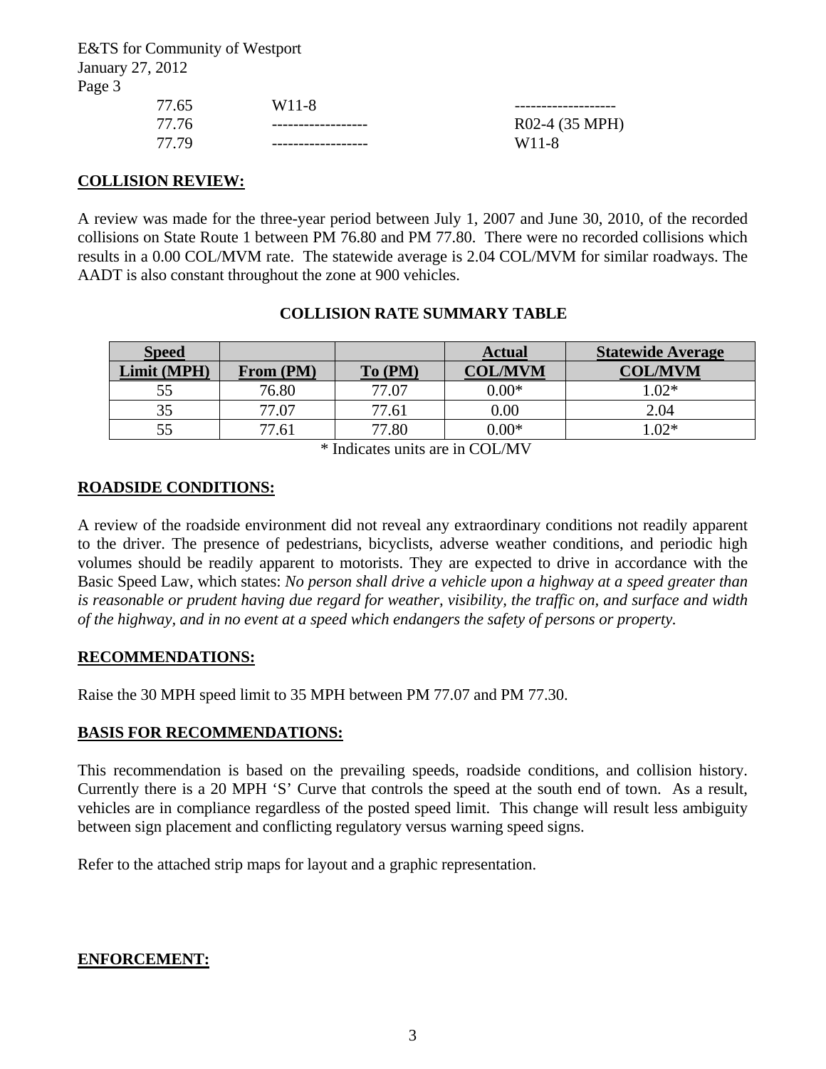| 77.65 | W11-8 | ------------------- |
|---|---|---|
| 77.76 | ------------------ | R02-4 (35 MPH) |
| 77.79 | ------------------ | W11-8 |

## COLLISION REVIEW:

A review was made for the three-year period between July 1, 2007 and June 30, 2010, of the recorded collisions on State Route 1 between PM 76.80 and PM 77.80. There were no recorded collisions which results in a 0.00 COL/MVM rate. The statewide average is 2.04 COL/MVM for similar roadways. The AADT is also constant throughout the zone at 900 vehicles.

**COLLISION RATE SUMMARY TABLE**

| Speed Limit (MPH) | From (PM) | To (PM) | Actual COL/MVM | Statewide Average COL/MVM |
|---|---|---|---|---|
| 55 | 76.80 | 77.07 | 0.00* | 1.02* |
| 35 | 77.07 | 77.61 | 0.00 | 2.04 |
| 55 | 77.61 | 77.80 | 0.00* | 1.02* |

\* Indicates units are in COL/MV

## ROADSIDE CONDITIONS:

A review of the roadside environment did not reveal any extraordinary conditions not readily apparent to the driver. The presence of pedestrians, bicyclists, adverse weather conditions, and periodic high volumes should be readily apparent to motorists. They are expected to drive in accordance with the Basic Speed Law, which states: *No person shall drive a vehicle upon a highway at a speed greater than is reasonable or prudent having due regard for weather, visibility, the traffic on, and surface and width of the highway, and in no event at a speed which endangers the safety of persons or property.*

## RECOMMENDATIONS:

Raise the 30 MPH speed limit to 35 MPH between PM 77.07 and PM 77.30.

## BASIS FOR RECOMMENDATIONS:

This recommendation is based on the prevailing speeds, roadside conditions, and collision history. Currently there is a 20 MPH 'S' Curve that controls the speed at the south end of town. As a result, vehicles are in compliance regardless of the posted speed limit. This change will result less ambiguity between sign placement and conflicting regulatory versus warning speed signs.

Refer to the attached strip maps for layout and a graphic representation.

## ENFORCEMENT: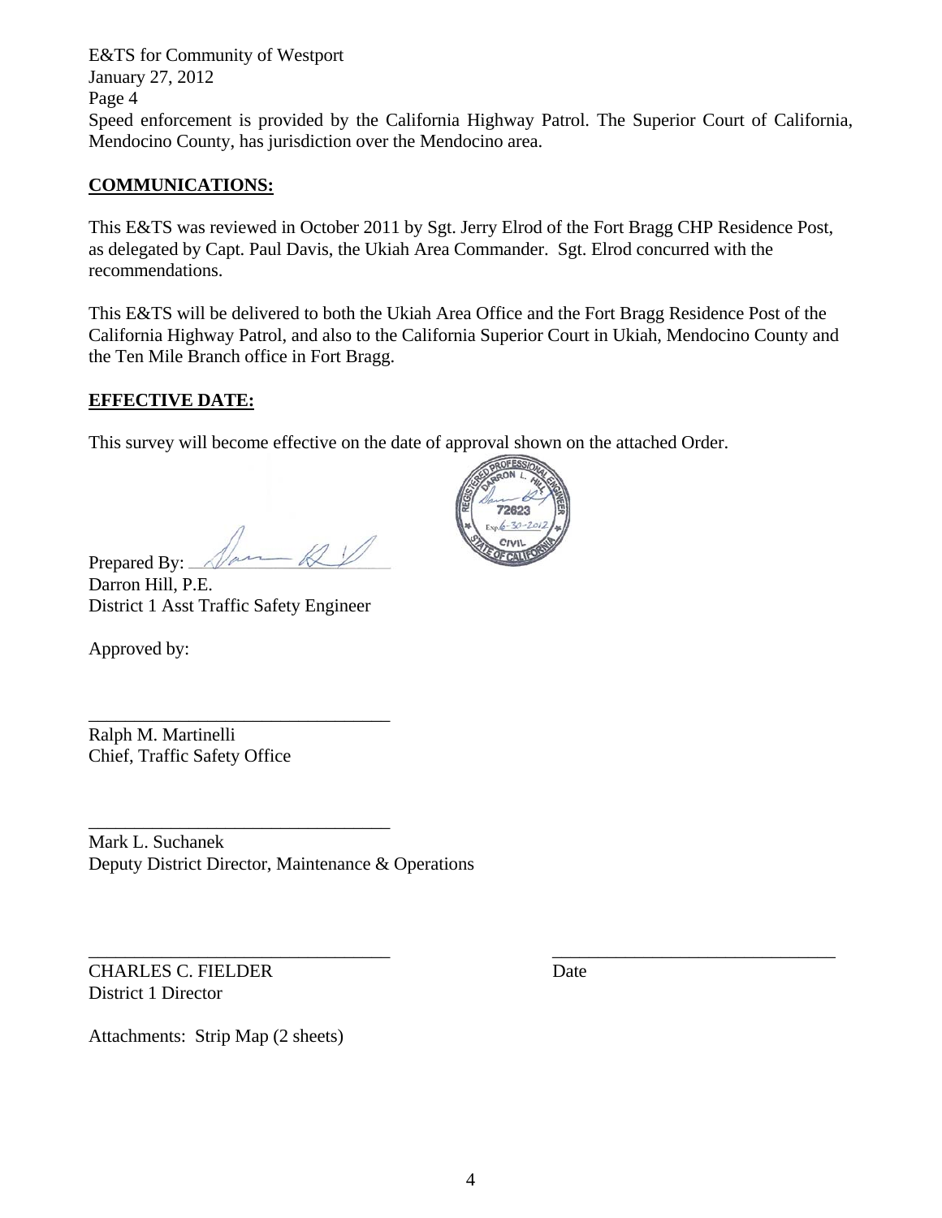Speed enforcement is provided by the California Highway Patrol. The Superior Court of California, Mendocino County, has jurisdiction over the Mendocino area.

**COMMUNICATIONS:**

This E&TS was reviewed in October 2011 by Sgt. Jerry Elrod of the Fort Bragg CHP Residence Post, as delegated by Capt. Paul Davis, the Ukiah Area Commander. Sgt. Elrod concurred with the recommendations.

This E&TS will be delivered to both the Ukiah Area Office and the Fort Bragg Residence Post of the California Highway Patrol, and also to the California Superior Court in Ukiah, Mendocino County and the Ten Mile Branch office in Fort Bragg.

**EFFECTIVE DATE:**

This survey will become effective on the date of approval shown on the attached Order.

REGISTERED PROFESSIONAL ENGINEER
DARRON L. HILL
72623
Exp. 6-30-2012
CIVIL
STATE OF CALIFORNIA

Prepared By: ______________________
Darron Hill, P.E.
District 1 Asst Traffic Safety Engineer

Approved by:

______________________
Ralph M. Martinelli
Chief, Traffic Safety Office

______________________
Mark L. Suchanek
Deputy District Director, Maintenance & Operations

______________________ ______________________
CHARLES C. FIELDER Date
District 1 Director

Attachments: Strip Map (2 sheets)